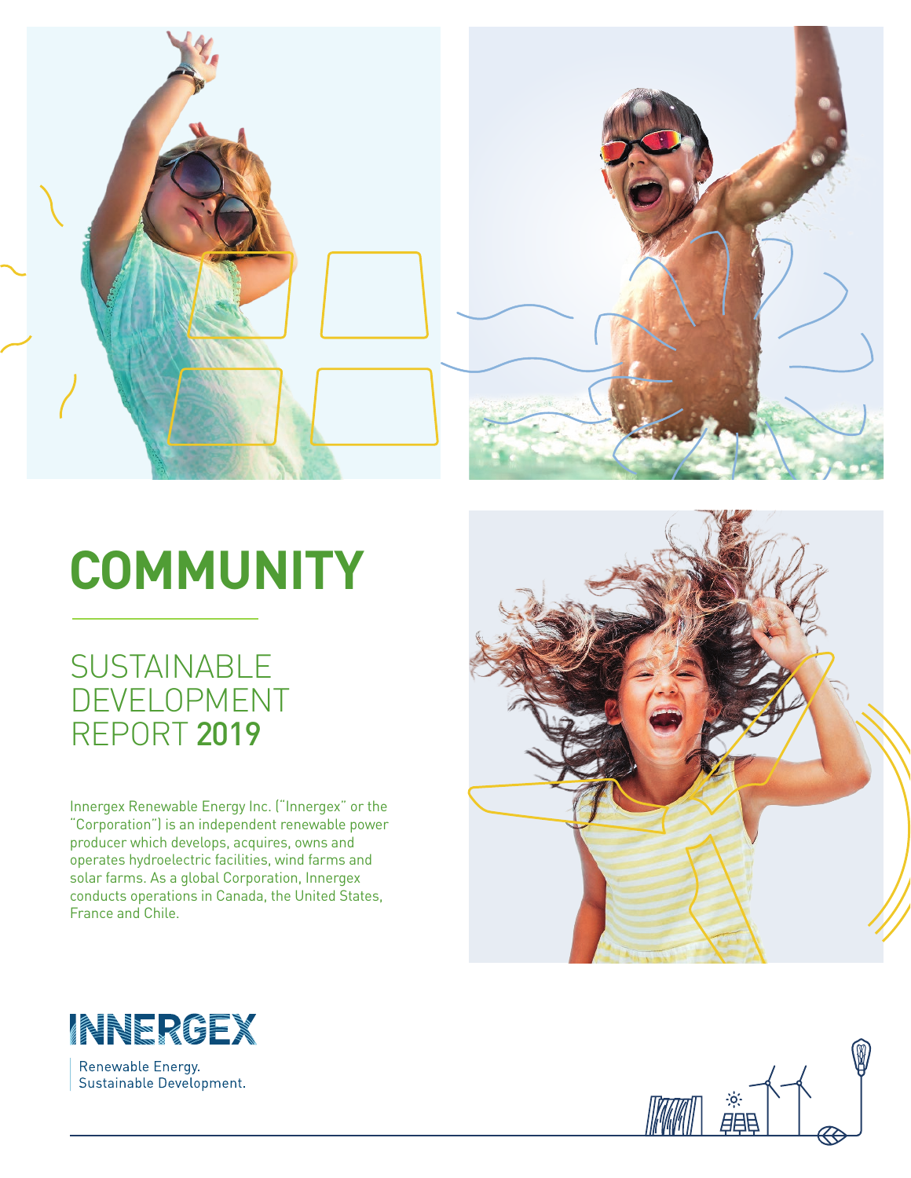# COMMUNITY

## SUSTAINABLE DEVELOPMENT REPORT **2019**

Innergex Renewable Energy Inc. ("Innergex" or the "Corporation") is an independent renewable power producer which develops, acquires, owns and operates hydroelectric facilities, wind farms and solar farms. As a global Corporation, Innergex conducts operations in Canada, the United States, France and Chile.

INNERGEX

Renewable Energy.
Sustainable Development.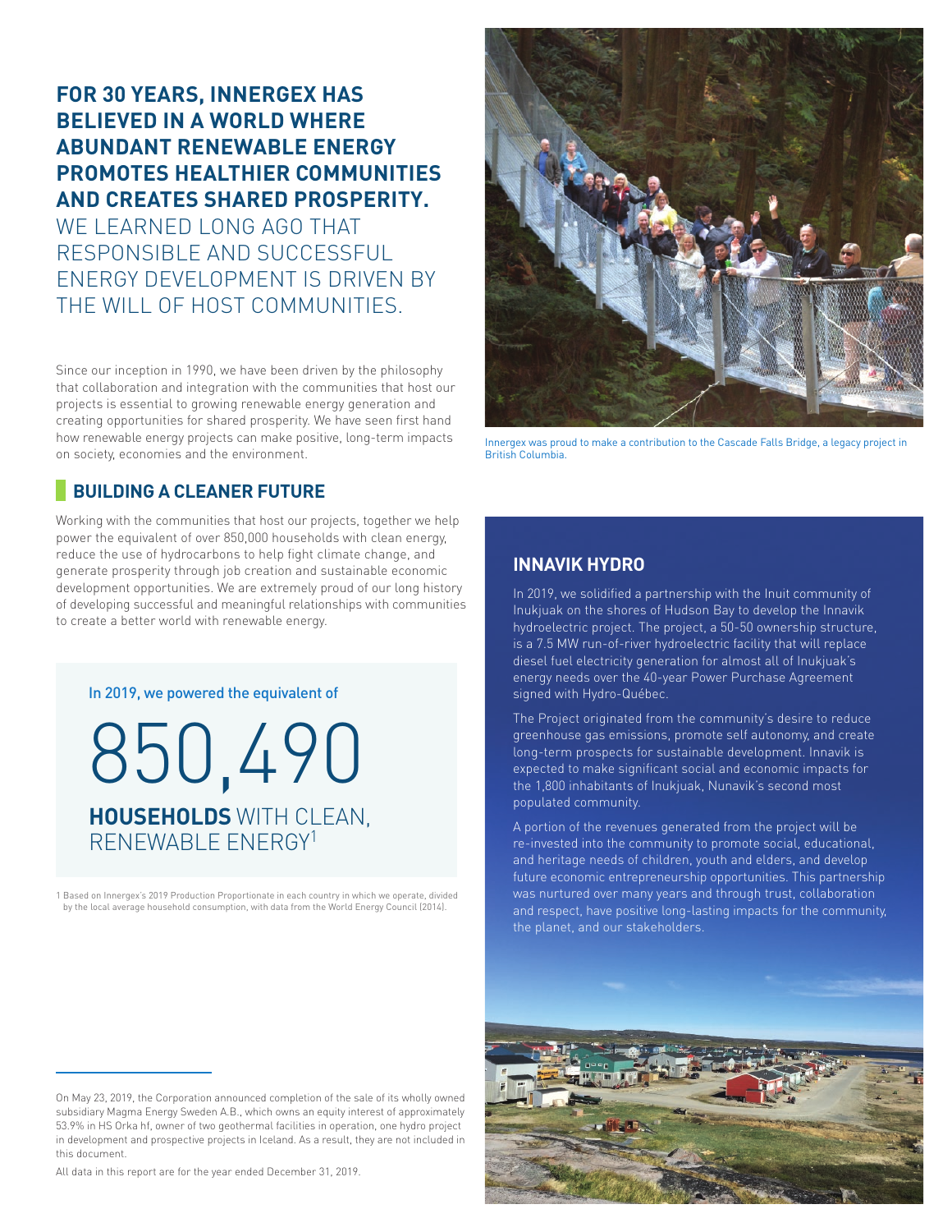**FOR 30 YEARS, INNERGEX HAS BELIEVED IN A WORLD WHERE ABUNDANT RENEWABLE ENERGY PROMOTES HEALTHIER COMMUNITIES AND CREATES SHARED PROSPERITY.** WE LEARNED LONG AGO THAT RESPONSIBLE AND SUCCESSFUL ENERGY DEVELOPMENT IS DRIVEN BY THE WILL OF HOST COMMUNITIES.

Since our inception in 1990, we have been driven by the philosophy that collaboration and integration with the communities that host our projects is essential to growing renewable energy generation and creating opportunities for shared prosperity. We have seen first hand how renewable energy projects can make positive, long-term impacts on society, economies and the environment.

Innergex was proud to make a contribution to the Cascade Falls Bridge, a legacy project in British Columbia.

## BUILDING A CLEANER FUTURE

Working with the communities that host our projects, together we help power the equivalent of over 850,000 households with clean energy, reduce the use of hydrocarbons to help fight climate change, and generate prosperity through job creation and sustainable economic development opportunities. We are extremely proud of our long history of developing successful and meaningful relationships with communities to create a better world with renewable energy.

In 2019, we powered the equivalent of

850,490

**HOUSEHOLDS** WITH CLEAN, RENEWABLE ENERGY[1]

1 Based on Innergex's 2019 Production Proportionate in each country in which we operate, divided by the local average household consumption, with data from the World Energy Council (2014).

## INNAVIK HYDRO

In 2019, we solidified a partnership with the Inuit community of Inukjuak on the shores of Hudson Bay to develop the Innavik hydroelectric project. The project, a 50-50 ownership structure, is a 7.5 MW run-of-river hydroelectric facility that will replace diesel fuel electricity generation for almost all of Inukjuak's energy needs over the 40-year Power Purchase Agreement signed with Hydro-Québec.

The Project originated from the community's desire to reduce greenhouse gas emissions, promote self autonomy, and create long-term prospects for sustainable development. Innavik is expected to make significant social and economic impacts for the 1,800 inhabitants of Inukjuak, Nunavik's second most populated community.

A portion of the revenues generated from the project will be re-invested into the community to promote social, educational, and heritage needs of children, youth and elders, and develop future economic entrepreneurship opportunities. This partnership was nurtured over many years and through trust, collaboration and respect, have positive long-lasting impacts for the community, the planet, and our stakeholders.

On May 23, 2019, the Corporation announced completion of the sale of its wholly owned subsidiary Magma Energy Sweden A.B., which owns an equity interest of approximately 53.9% in HS Orka hf, owner of two geothermal facilities in operation, one hydro project in development and prospective projects in Iceland. As a result, they are not included in this document.

All data in this report are for the year ended December 31, 2019.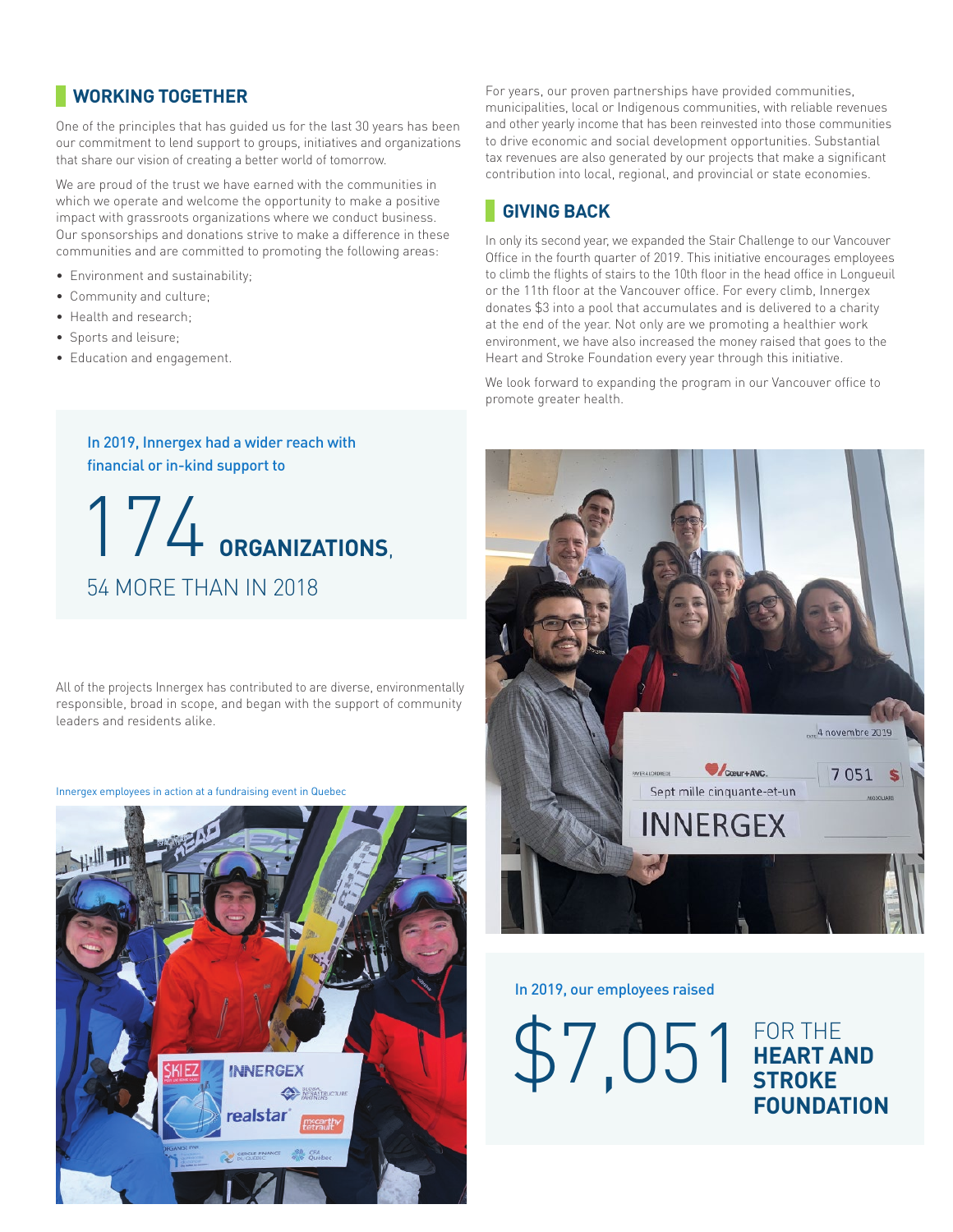## WORKING TOGETHER

One of the principles that has guided us for the last 30 years has been our commitment to lend support to groups, initiatives and organizations that share our vision of creating a better world of tomorrow.

We are proud of the trust we have earned with the communities in which we operate and welcome the opportunity to make a positive impact with grassroots organizations where we conduct business. Our sponsorships and donations strive to make a difference in these communities and are committed to promoting the following areas:

- Environment and sustainability;
- Community and culture;
- Health and research;
- Sports and leisure;
- Education and engagement.

In 2019, Innergex had a wider reach with financial or in-kind support to

174 **ORGANIZATIONS**,

54 MORE THAN IN 2018

All of the projects Innergex has contributed to are diverse, environmentally responsible, broad in scope, and began with the support of community leaders and residents alike.

Innergex employees in action at a fundraising event in Quebec

For years, our proven partnerships have provided communities, municipalities, local or Indigenous communities, with reliable revenues and other yearly income that has been reinvested into those communities to drive economic and social development opportunities. Substantial tax revenues are also generated by our projects that make a significant contribution into local, regional, and provincial or state economies.

## GIVING BACK

In only its second year, we expanded the Stair Challenge to our Vancouver Office in the fourth quarter of 2019. This initiative encourages employees to climb the flights of stairs to the 10th floor in the head office in Longueuil or the 11th floor at the Vancouver office. For every climb, Innergex donates $3 into a pool that accumulates and is delivered to a charity at the end of the year. Not only are we promoting a healthier work environment, we have also increased the money raised that goes to the Heart and Stroke Foundation every year through this initiative.

We look forward to expanding the program in our Vancouver office to promote greater health.

In 2019, our employees raised

$7,051 FOR THE **HEART AND STROKE FOUNDATION**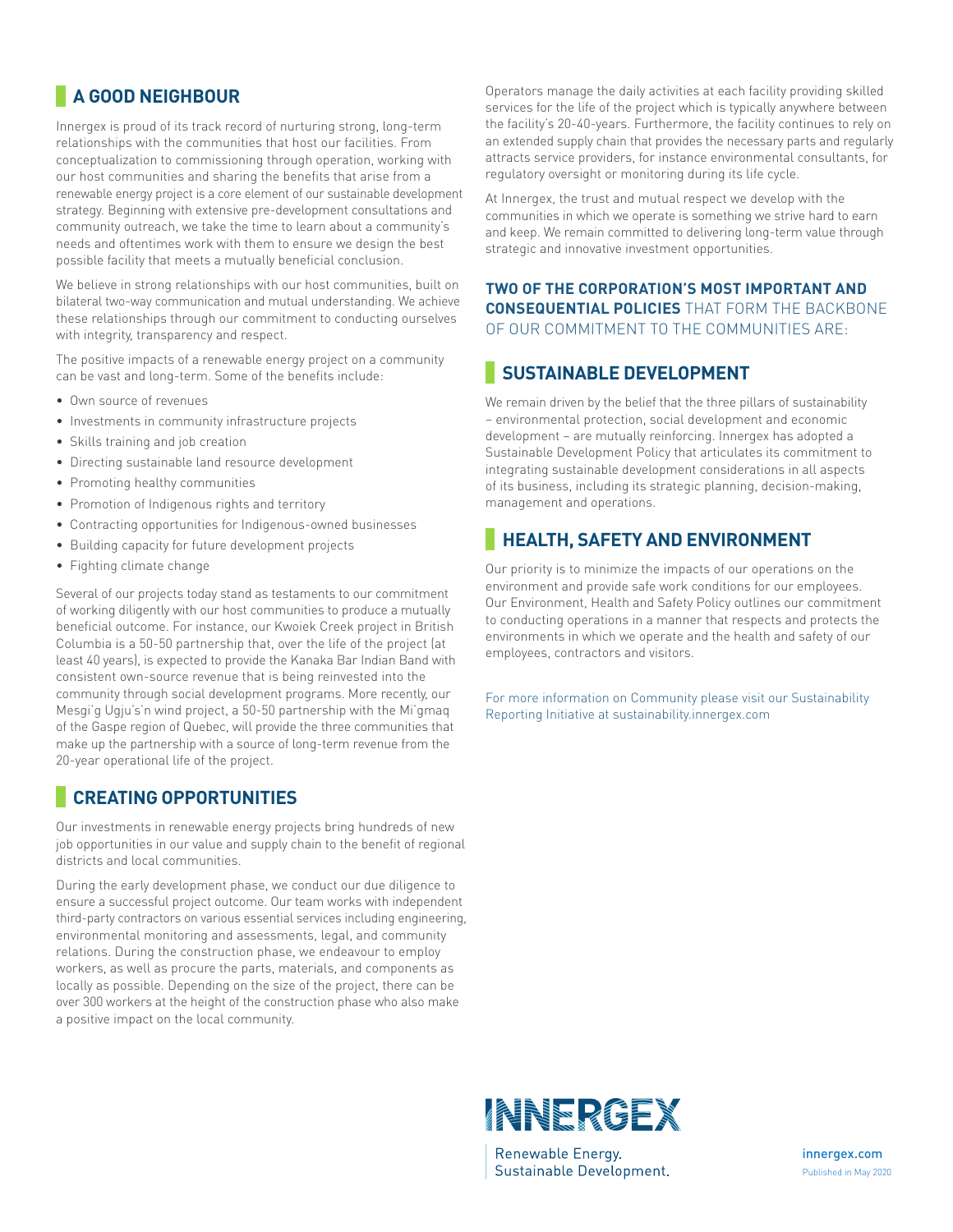## A GOOD NEIGHBOUR

Innergex is proud of its track record of nurturing strong, long-term relationships with the communities that host our facilities. From conceptualization to commissioning through operation, working with our host communities and sharing the benefits that arise from a renewable energy project is a core element of our sustainable development strategy. Beginning with extensive pre-development consultations and community outreach, we take the time to learn about a community's needs and oftentimes work with them to ensure we design the best possible facility that meets a mutually beneficial conclusion.

We believe in strong relationships with our host communities, built on bilateral two-way communication and mutual understanding. We achieve these relationships through our commitment to conducting ourselves with integrity, transparency and respect.

The positive impacts of a renewable energy project on a community can be vast and long-term. Some of the benefits include:

- Own source of revenues
- Investments in community infrastructure projects
- Skills training and job creation
- Directing sustainable land resource development
- Promoting healthy communities
- Promotion of Indigenous rights and territory
- Contracting opportunities for Indigenous-owned businesses
- Building capacity for future development projects
- Fighting climate change

Several of our projects today stand as testaments to our commitment of working diligently with our host communities to produce a mutually beneficial outcome. For instance, our Kwoiek Creek project in British Columbia is a 50-50 partnership that, over the life of the project (at least 40 years), is expected to provide the Kanaka Bar Indian Band with consistent own-source revenue that is being reinvested into the community through social development programs. More recently, our Mesgi'g Ugju's'n wind project, a 50-50 partnership with the Mi'gmaq of the Gaspe region of Quebec, will provide the three communities that make up the partnership with a source of long-term revenue from the 20-year operational life of the project.

## CREATING OPPORTUNITIES

Our investments in renewable energy projects bring hundreds of new job opportunities in our value and supply chain to the benefit of regional districts and local communities.

During the early development phase, we conduct our due diligence to ensure a successful project outcome. Our team works with independent third-party contractors on various essential services including engineering, environmental monitoring and assessments, legal, and community relations. During the construction phase, we endeavour to employ workers, as well as procure the parts, materials, and components as locally as possible. Depending on the size of the project, there can be over 300 workers at the height of the construction phase who also make a positive impact on the local community.

Operators manage the daily activities at each facility providing skilled services for the life of the project which is typically anywhere between the facility's 20-40-years. Furthermore, the facility continues to rely on an extended supply chain that provides the necessary parts and regularly attracts service providers, for instance environmental consultants, for regulatory oversight or monitoring during its life cycle.

At Innergex, the trust and mutual respect we develop with the communities in which we operate is something we strive hard to earn and keep. We remain committed to delivering long-term value through strategic and innovative investment opportunities.

**TWO OF THE CORPORATION'S MOST IMPORTANT AND CONSEQUENTIAL POLICIES** THAT FORM THE BACKBONE OF OUR COMMITMENT TO THE COMMUNITIES ARE:

## SUSTAINABLE DEVELOPMENT

We remain driven by the belief that the three pillars of sustainability – environmental protection, social development and economic development – are mutually reinforcing. Innergex has adopted a Sustainable Development Policy that articulates its commitment to integrating sustainable development considerations in all aspects of its business, including its strategic planning, decision-making, management and operations.

## HEALTH, SAFETY AND ENVIRONMENT

Our priority is to minimize the impacts of our operations on the environment and provide safe work conditions for our employees. Our Environment, Health and Safety Policy outlines our commitment to conducting operations in a manner that respects and protects the environments in which we operate and the health and safety of our employees, contractors and visitors.

For more information on Community please visit our Sustainability Reporting Initiative at sustainability.innergex.com

INNERGEX

Renewable Energy.
Sustainable Development.

innergex.com
Published in May 2020